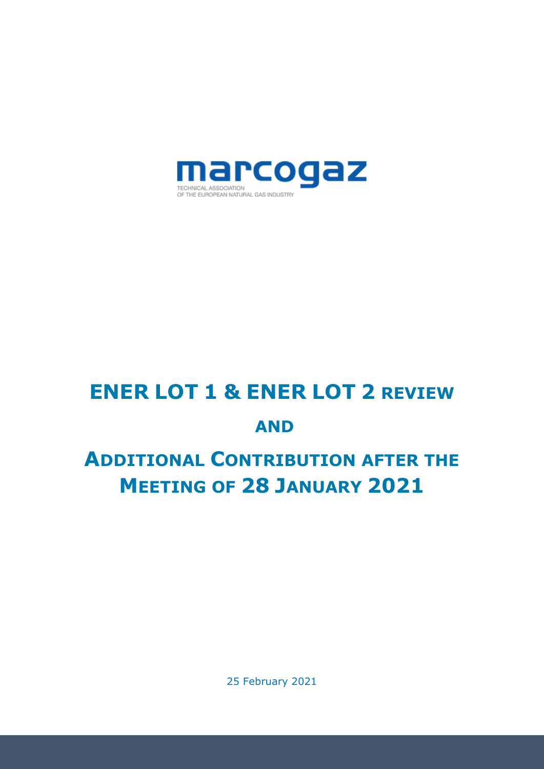marcogaz

TECHNICAL ASSOCIATION
OF THE EUROPEAN NATURAL GAS INDUSTRY

# ENER LOT 1 & ENER LOT 2 REVIEW

# AND

# ADDITIONAL CONTRIBUTION AFTER THE MEETING OF 28 JANUARY 2021

25 February 2021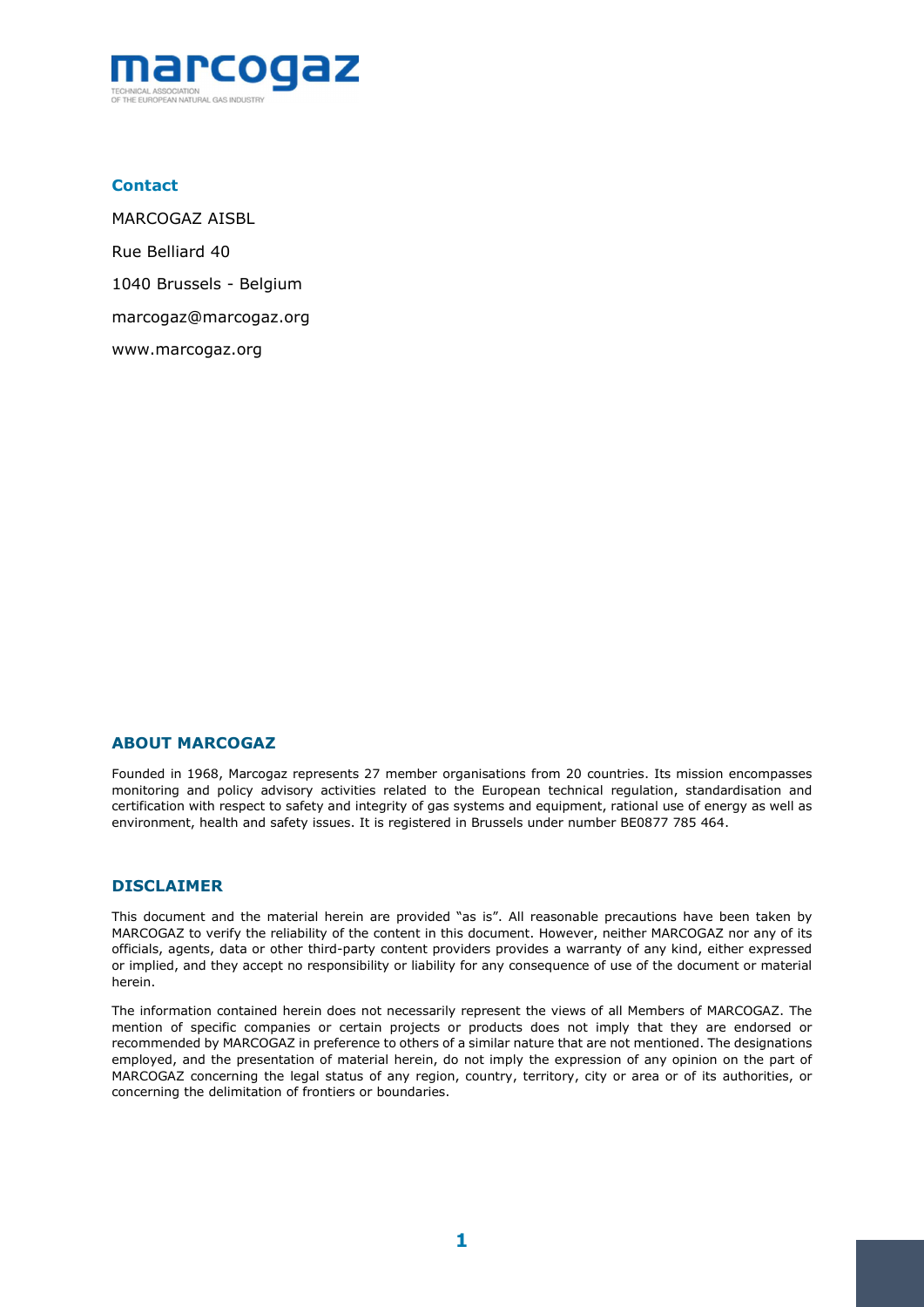marcogaz

TECHNICAL ASSOCIATION
OF THE EUROPEAN NATURAL GAS INDUSTRY

## Contact

MARCOGAZ AISBL

Rue Belliard 40

1040 Brussels - Belgium

marcogaz@marcogaz.org

www.marcogaz.org

## ABOUT MARCOGAZ

Founded in 1968, Marcogaz represents 27 member organisations from 20 countries. Its mission encompasses monitoring and policy advisory activities related to the European technical regulation, standardisation and certification with respect to safety and integrity of gas systems and equipment, rational use of energy as well as environment, health and safety issues. It is registered in Brussels under number BE0877 785 464.

## DISCLAIMER

This document and the material herein are provided "as is". All reasonable precautions have been taken by MARCOGAZ to verify the reliability of the content in this document. However, neither MARCOGAZ nor any of its officials, agents, data or other third-party content providers provides a warranty of any kind, either expressed or implied, and they accept no responsibility or liability for any consequence of use of the document or material herein.

The information contained herein does not necessarily represent the views of all Members of MARCOGAZ. The mention of specific companies or certain projects or products does not imply that they are endorsed or recommended by MARCOGAZ in preference to others of a similar nature that are not mentioned. The designations employed, and the presentation of material herein, do not imply the expression of any opinion on the part of MARCOGAZ concerning the legal status of any region, country, territory, city or area or of its authorities, or concerning the delimitation of frontiers or boundaries.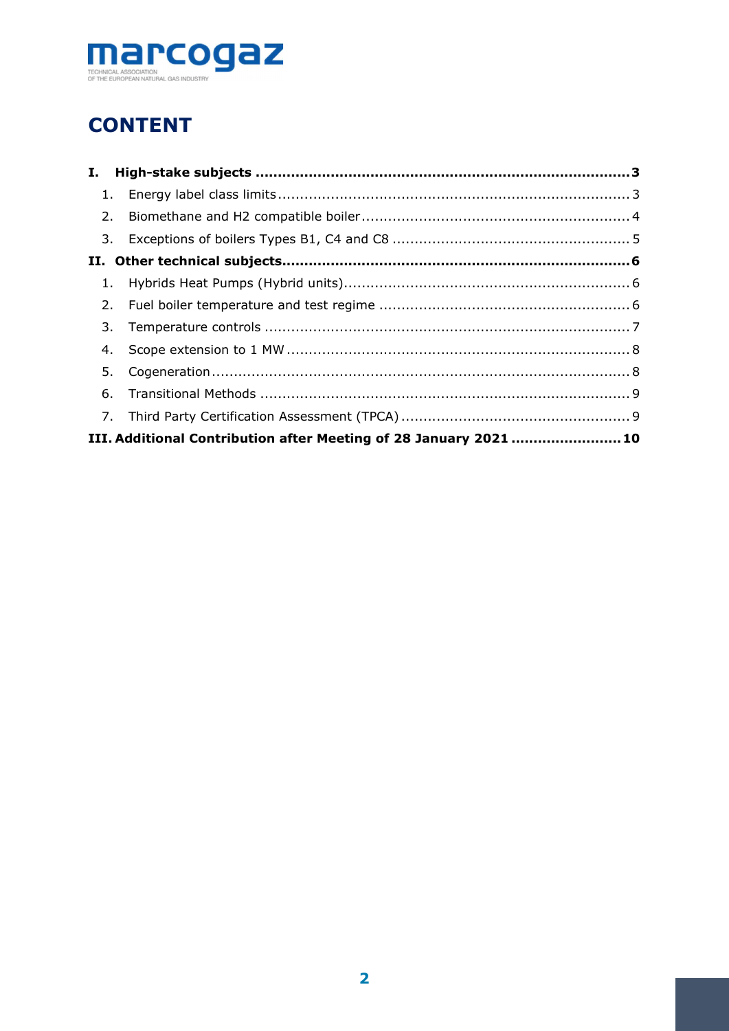# CONTENT

I. High-stake subjects ..................................................................................3
  1. Energy label class limits ..............................................................................3
  2. Biomethane and H2 compatible boiler ............................................................4
  3. Exceptions of boilers Types B1, C4 and C8 .....................................................5
II. Other technical subjects.............................................................................6
  1. Hybrids Heat Pumps (Hybrid units)................................................................6
  2. Fuel boiler temperature and test regime ........................................................6
  3. Temperature controls ..................................................................................7
  4. Scope extension to 1 MW .............................................................................8
  5. Cogeneration..............................................................................................8
  6. Transitional Methods ...................................................................................9
  7. Third Party Certification Assessment (TPCA) ...................................................9
III. Additional Contribution after Meeting of 28 January 2021 ........................10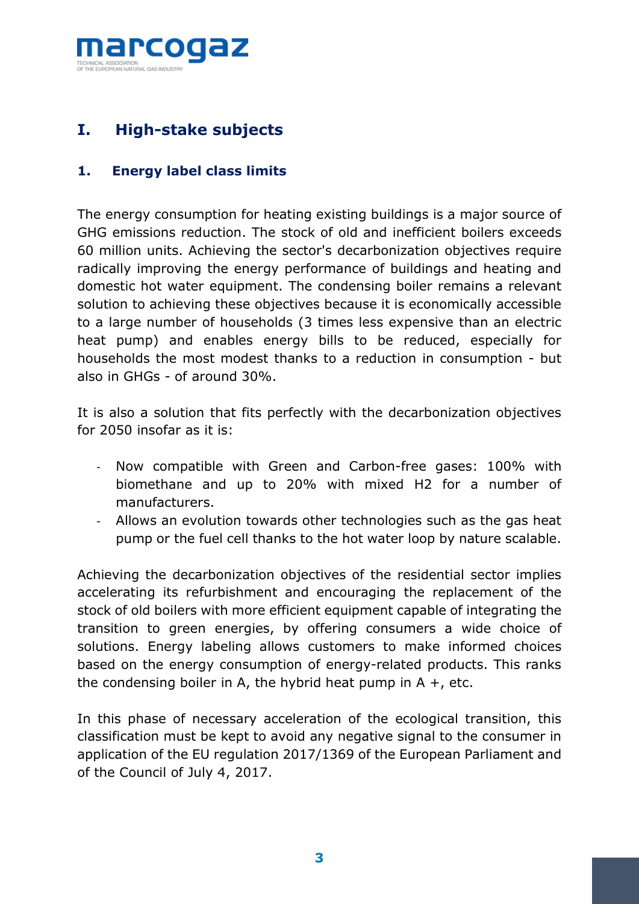# I. High-stake subjects

## 1. Energy label class limits

The energy consumption for heating existing buildings is a major source of GHG emissions reduction. The stock of old and inefficient boilers exceeds 60 million units. Achieving the sector's decarbonization objectives require radically improving the energy performance of buildings and heating and domestic hot water equipment. The condensing boiler remains a relevant solution to achieving these objectives because it is economically accessible to a large number of households (3 times less expensive than an electric heat pump) and enables energy bills to be reduced, especially for households the most modest thanks to a reduction in consumption - but also in GHGs - of around 30%.

It is also a solution that fits perfectly with the decarbonization objectives for 2050 insofar as it is:

- Now compatible with Green and Carbon-free gases: 100% with biomethane and up to 20% with mixed H2 for a number of manufacturers.
- Allows an evolution towards other technologies such as the gas heat pump or the fuel cell thanks to the hot water loop by nature scalable.

Achieving the decarbonization objectives of the residential sector implies accelerating its refurbishment and encouraging the replacement of the stock of old boilers with more efficient equipment capable of integrating the transition to green energies, by offering consumers a wide choice of solutions. Energy labeling allows customers to make informed choices based on the energy consumption of energy-related products. This ranks the condensing boiler in A, the hybrid heat pump in A +, etc.

In this phase of necessary acceleration of the ecological transition, this classification must be kept to avoid any negative signal to the consumer in application of the EU regulation 2017/1369 of the European Parliament and of the Council of July 4, 2017.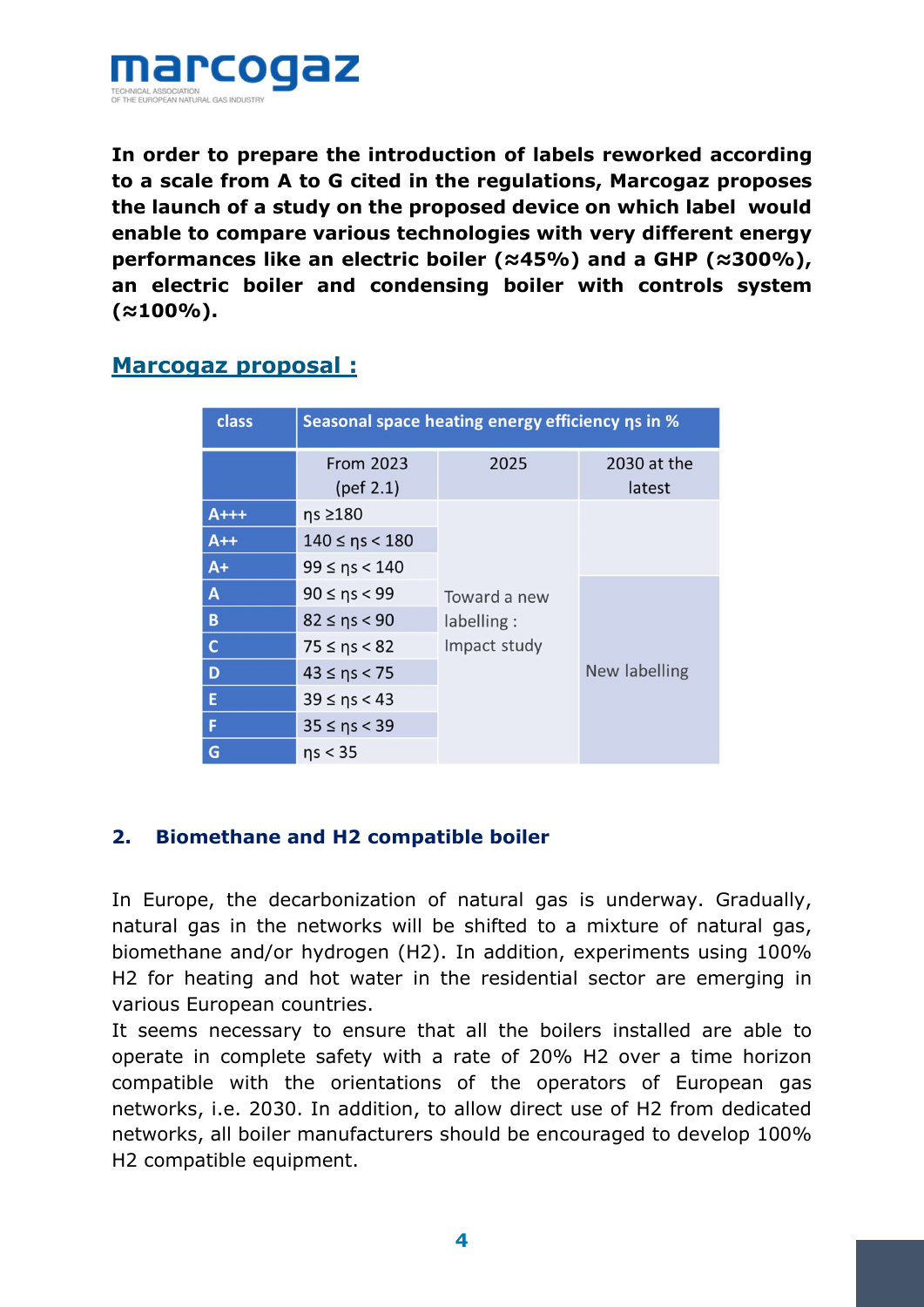**In order to prepare the introduction of labels reworked according to a scale from A to G cited in the regulations, Marcogaz proposes the launch of a study on the proposed device on which label would enable to compare various technologies with very different energy performances like an electric boiler (≈45%) and a GHP (≈300%), an electric boiler and condensing boiler with controls system (≈100%).**

## Marcogaz proposal :

| class | Seasonal space heating energy efficiency ηs in % | | |
|---|---|---|---|
| | From 2023 (pef 2.1) | 2025 | 2030 at the latest |
| A+++ | ηs ≥180 | Toward a new labelling : Impact study | |
| A++ | 140 ≤ ηs < 180 | | |
| A+ | 99 ≤ ηs < 140 | | |
| A | 90 ≤ ηs < 99 | | New labelling |
| B | 82 ≤ ηs < 90 | | |
| C | 75 ≤ ηs < 82 | | |
| D | 43 ≤ ηs < 75 | | |
| E | 39 ≤ ηs < 43 | | |
| F | 35 ≤ ηs < 39 | | |
| G | ηs < 35 | | |

## 2. Biomethane and H2 compatible boiler

In Europe, the decarbonization of natural gas is underway. Gradually, natural gas in the networks will be shifted to a mixture of natural gas, biomethane and/or hydrogen (H2). In addition, experiments using 100% H2 for heating and hot water in the residential sector are emerging in various European countries.
It seems necessary to ensure that all the boilers installed are able to operate in complete safety with a rate of 20% H2 over a time horizon compatible with the orientations of the operators of European gas networks, i.e. 2030. In addition, to allow direct use of H2 from dedicated networks, all boiler manufacturers should be encouraged to develop 100% H2 compatible equipment.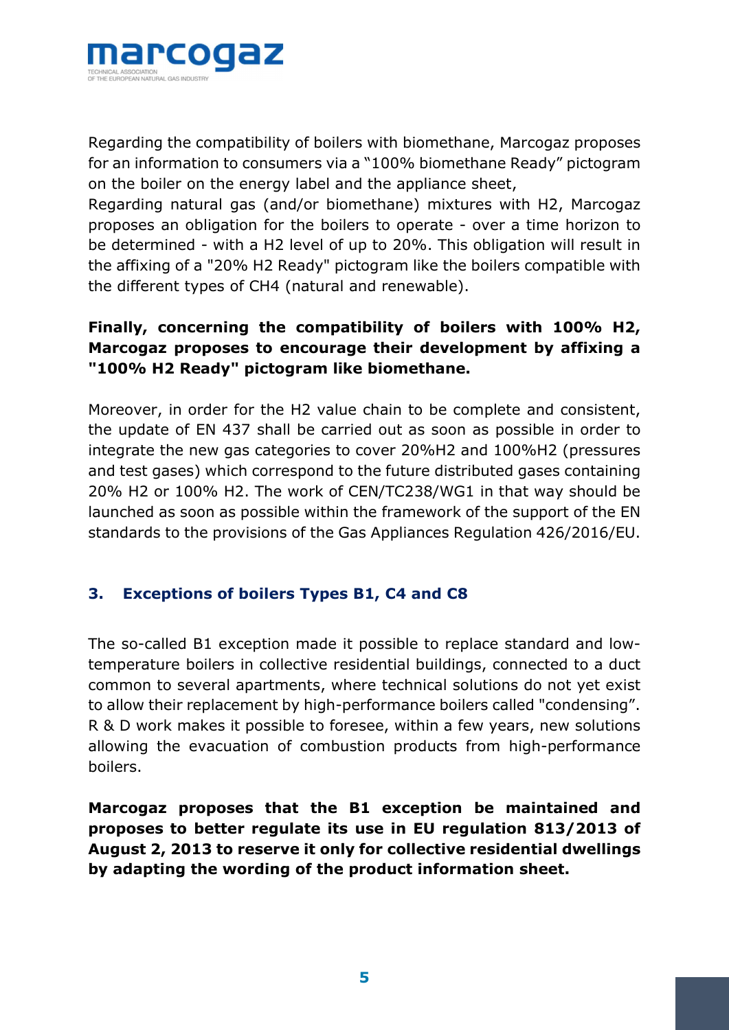Regarding the compatibility of boilers with biomethane, Marcogaz proposes for an information to consumers via a "100% biomethane Ready" pictogram on the boiler on the energy label and the appliance sheet,

Regarding natural gas (and/or biomethane) mixtures with H2, Marcogaz proposes an obligation for the boilers to operate - over a time horizon to be determined - with a H2 level of up to 20%. This obligation will result in the affixing of a "20% H2 Ready" pictogram like the boilers compatible with the different types of CH4 (natural and renewable).

**Finally, concerning the compatibility of boilers with 100% H2, Marcogaz proposes to encourage their development by affixing a "100% H2 Ready" pictogram like biomethane.**

Moreover, in order for the H2 value chain to be complete and consistent, the update of EN 437 shall be carried out as soon as possible in order to integrate the new gas categories to cover 20%H2 and 100%H2 (pressures and test gases) which correspond to the future distributed gases containing 20% H2 or 100% H2. The work of CEN/TC238/WG1 in that way should be launched as soon as possible within the framework of the support of the EN standards to the provisions of the Gas Appliances Regulation 426/2016/EU.

## 3. Exceptions of boilers Types B1, C4 and C8

The so-called B1 exception made it possible to replace standard and low-temperature boilers in collective residential buildings, connected to a duct common to several apartments, where technical solutions do not yet exist to allow their replacement by high-performance boilers called "condensing". R & D work makes it possible to foresee, within a few years, new solutions allowing the evacuation of combustion products from high-performance boilers.

**Marcogaz proposes that the B1 exception be maintained and proposes to better regulate its use in EU regulation 813/2013 of August 2, 2013 to reserve it only for collective residential dwellings by adapting the wording of the product information sheet.**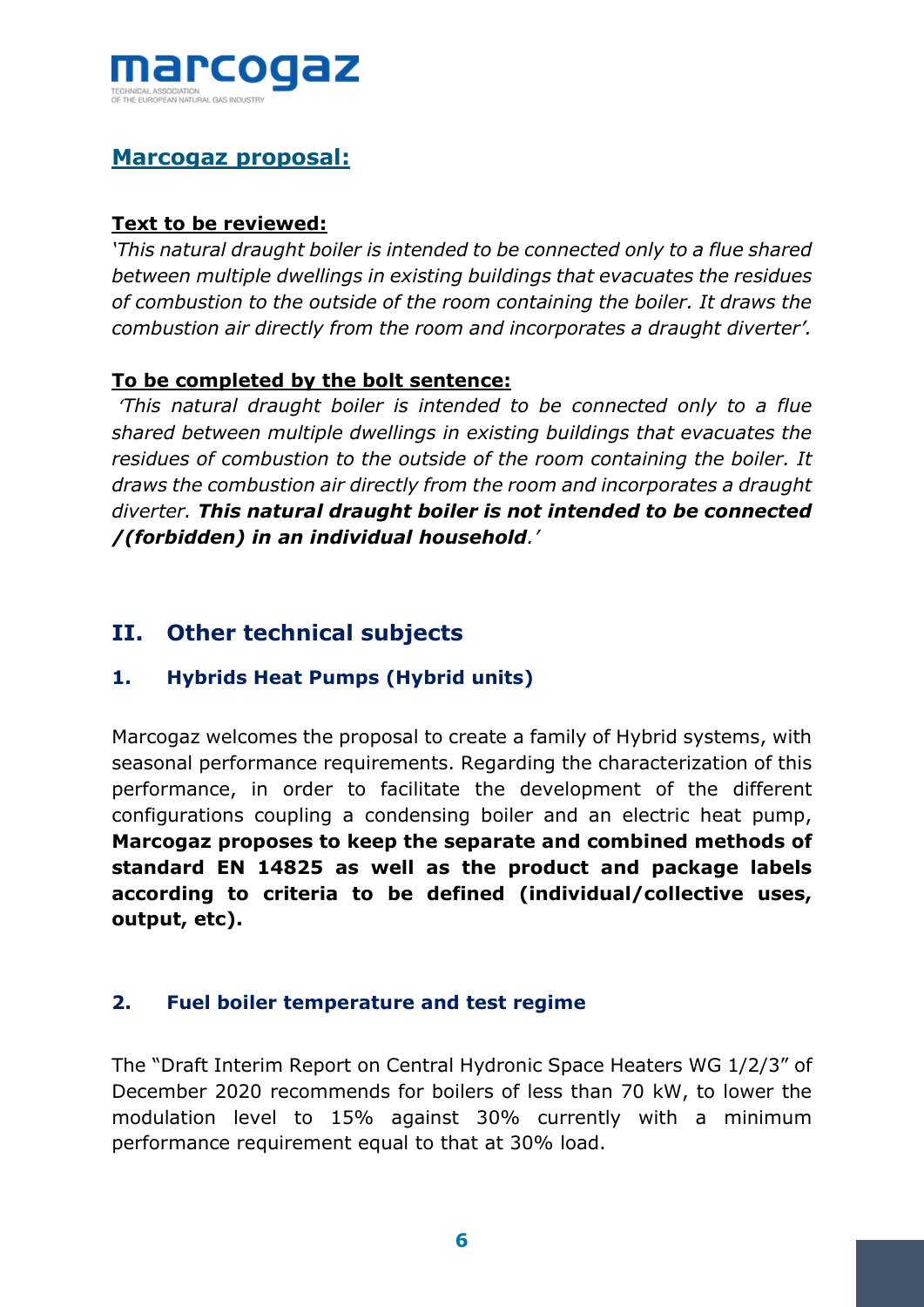## Marcogaz proposal:

**Text to be reviewed:**

*'This natural draught boiler is intended to be connected only to a flue shared between multiple dwellings in existing buildings that evacuates the residues of combustion to the outside of the room containing the boiler. It draws the combustion air directly from the room and incorporates a draught diverter'.*

**To be completed by the bolt sentence:**

*'This natural draught boiler is intended to be connected only to a flue shared between multiple dwellings in existing buildings that evacuates the residues of combustion to the outside of the room containing the boiler. It draws the combustion air directly from the room and incorporates a draught diverter.* ***This natural draught boiler is not intended to be connected /(forbidden) in an individual household****.'*

## II. Other technical subjects

### 1. Hybrids Heat Pumps (Hybrid units)

Marcogaz welcomes the proposal to create a family of Hybrid systems, with seasonal performance requirements. Regarding the characterization of this performance, in order to facilitate the development of the different configurations coupling a condensing boiler and an electric heat pump, **Marcogaz proposes to keep the separate and combined methods of standard EN 14825 as well as the product and package labels according to criteria to be defined (individual/collective uses, output, etc).**

### 2. Fuel boiler temperature and test regime

The "Draft Interim Report on Central Hydronic Space Heaters WG 1/2/3" of December 2020 recommends for boilers of less than 70 kW, to lower the modulation level to 15% against 30% currently with a minimum performance requirement equal to that at 30% load.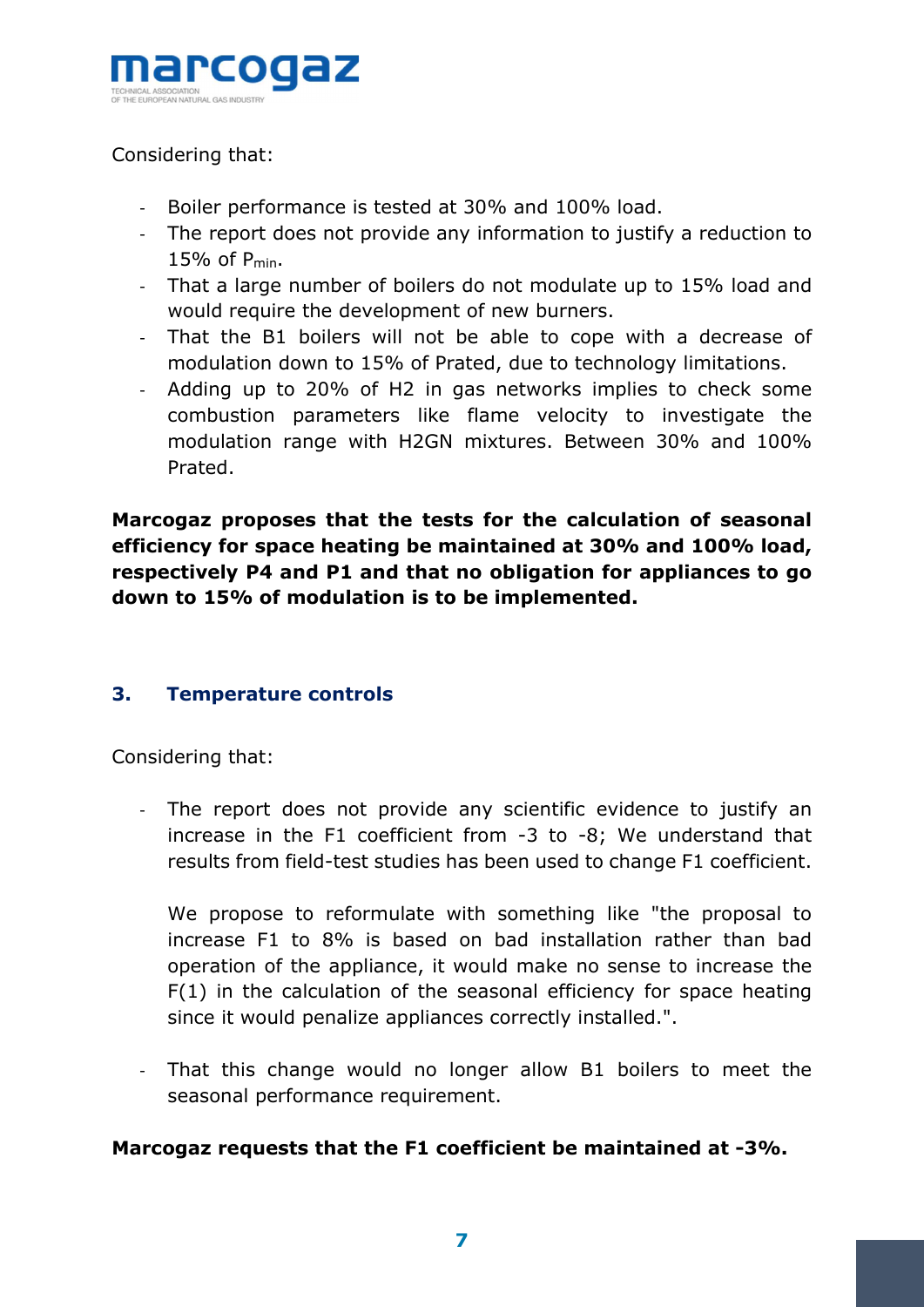Considering that:

- Boiler performance is tested at 30% and 100% load.
- The report does not provide any information to justify a reduction to 15% of $P_{min}$.
- That a large number of boilers do not modulate up to 15% load and would require the development of new burners.
- That the B1 boilers will not be able to cope with a decrease of modulation down to 15% of Prated, due to technology limitations.
- Adding up to 20% of H2 in gas networks implies to check some combustion parameters like flame velocity to investigate the modulation range with H2GN mixtures. Between 30% and 100% Prated.

**Marcogaz proposes that the tests for the calculation of seasonal efficiency for space heating be maintained at 30% and 100% load, respectively P4 and P1 and that no obligation for appliances to go down to 15% of modulation is to be implemented.**

## 3. Temperature controls

Considering that:

- The report does not provide any scientific evidence to justify an increase in the F1 coefficient from -3 to -8; We understand that results from field-test studies has been used to change F1 coefficient.

  We propose to reformulate with something like "the proposal to increase F1 to 8% is based on bad installation rather than bad operation of the appliance, it would make no sense to increase the F(1) in the calculation of the seasonal efficiency for space heating since it would penalize appliances correctly installed.".

- That this change would no longer allow B1 boilers to meet the seasonal performance requirement.

**Marcogaz requests that the F1 coefficient be maintained at -3%.**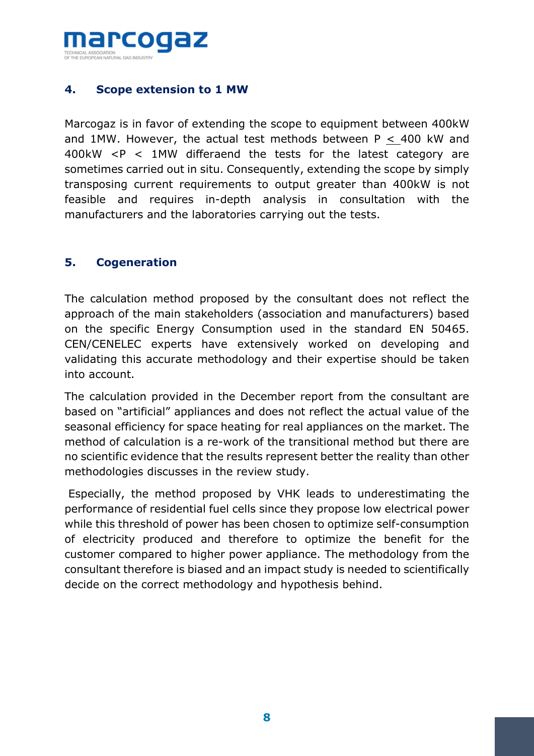## 4. Scope extension to 1 MW

Marcogaz is in favor of extending the scope to equipment between 400kW and 1MW. However, the actual test methods between $P \leq 400$ kW and 400kW $< P <$ 1MW differaend the tests for the latest category are sometimes carried out in situ. Consequently, extending the scope by simply transposing current requirements to output greater than 400kW is not feasible and requires in-depth analysis in consultation with the manufacturers and the laboratories carrying out the tests.

## 5. Cogeneration

The calculation method proposed by the consultant does not reflect the approach of the main stakeholders (association and manufacturers) based on the specific Energy Consumption used in the standard EN 50465. CEN/CENELEC experts have extensively worked on developing and validating this accurate methodology and their expertise should be taken into account.

The calculation provided in the December report from the consultant are based on "artificial" appliances and does not reflect the actual value of the seasonal efficiency for space heating for real appliances on the market. The method of calculation is a re-work of the transitional method but there are no scientific evidence that the results represent better the reality than other methodologies discusses in the review study.

Especially, the method proposed by VHK leads to underestimating the performance of residential fuel cells since they propose low electrical power while this threshold of power has been chosen to optimize self-consumption of electricity produced and therefore to optimize the benefit for the customer compared to higher power appliance. The methodology from the consultant therefore is biased and an impact study is needed to scientifically decide on the correct methodology and hypothesis behind.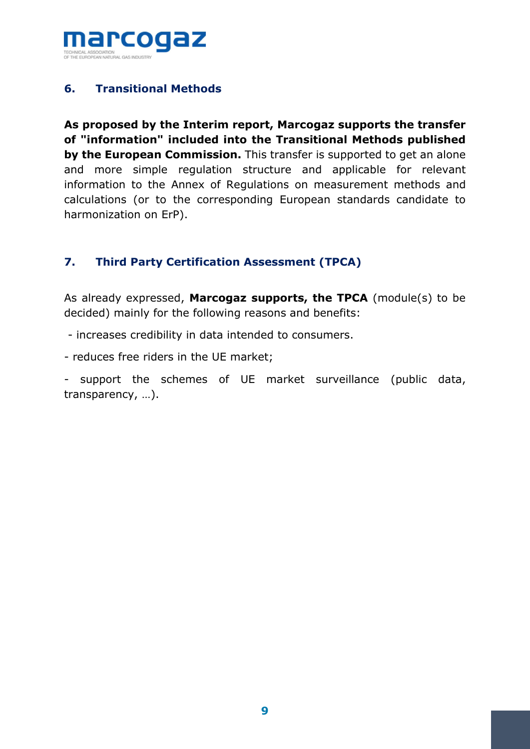## 6. Transitional Methods

**As proposed by the Interim report, Marcogaz supports the transfer of "information" included into the Transitional Methods published by the European Commission.** This transfer is supported to get an alone and more simple regulation structure and applicable for relevant information to the Annex of Regulations on measurement methods and calculations (or to the corresponding European standards candidate to harmonization on ErP).

## 7. Third Party Certification Assessment (TPCA)

As already expressed, **Marcogaz supports, the TPCA** (module(s) to be decided) mainly for the following reasons and benefits:

- increases credibility in data intended to consumers.
- reduces free riders in the UE market;
- support the schemes of UE market surveillance (public data, transparency, …).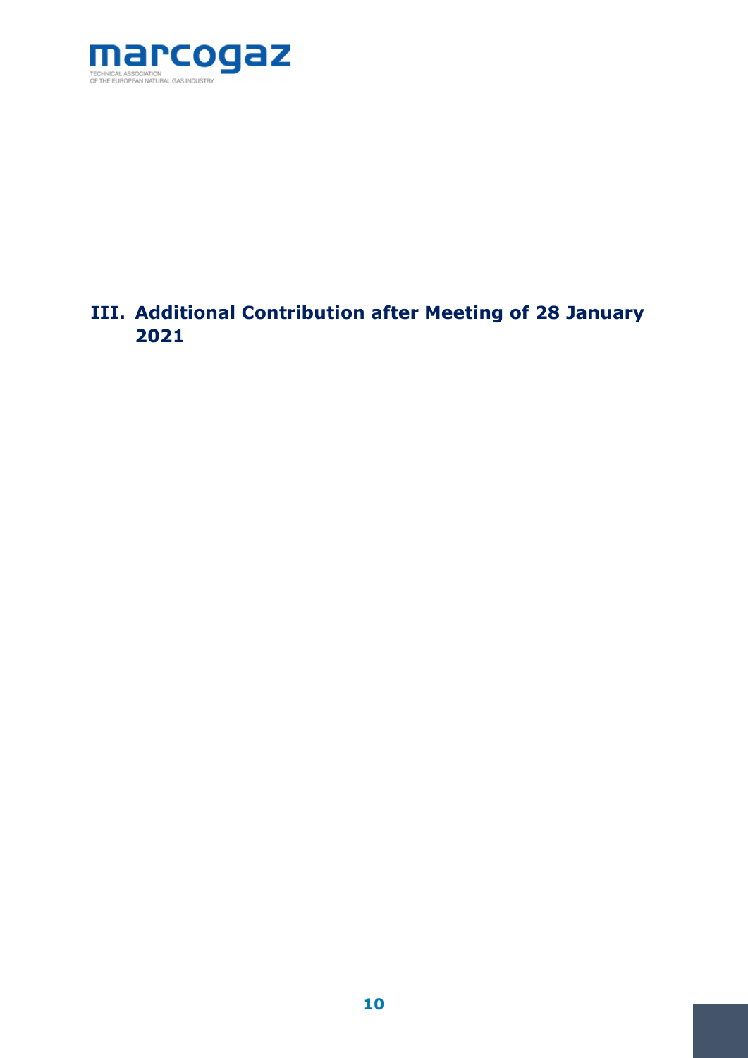# III. Additional Contribution after Meeting of 28 January 2021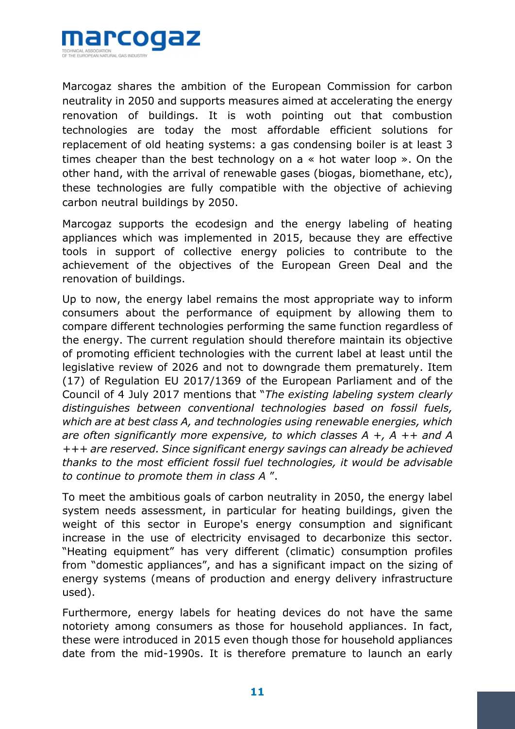Marcogaz shares the ambition of the European Commission for carbon neutrality in 2050 and supports measures aimed at accelerating the energy renovation of buildings. It is woth pointing out that combustion technologies are today the most affordable efficient solutions for replacement of old heating systems: a gas condensing boiler is at least 3 times cheaper than the best technology on a « hot water loop ». On the other hand, with the arrival of renewable gases (biogas, biomethane, etc), these technologies are fully compatible with the objective of achieving carbon neutral buildings by 2050.

Marcogaz supports the ecodesign and the energy labeling of heating appliances which was implemented in 2015, because they are effective tools in support of collective energy policies to contribute to the achievement of the objectives of the European Green Deal and the renovation of buildings.

Up to now, the energy label remains the most appropriate way to inform consumers about the performance of equipment by allowing them to compare different technologies performing the same function regardless of the energy. The current regulation should therefore maintain its objective of promoting efficient technologies with the current label at least until the legislative review of 2026 and not to downgrade them prematurely. Item (17) of Regulation EU 2017/1369 of the European Parliament and of the Council of 4 July 2017 mentions that "*The existing labeling system clearly distinguishes between conventional technologies based on fossil fuels, which are at best class A, and technologies using renewable energies, which are often significantly more expensive, to which classes A +, A ++ and A +++ are reserved. Since significant energy savings can already be achieved thanks to the most efficient fossil fuel technologies, it would be advisable to continue to promote them in class A* ".

To meet the ambitious goals of carbon neutrality in 2050, the energy label system needs assessment, in particular for heating buildings, given the weight of this sector in Europe's energy consumption and significant increase in the use of electricity envisaged to decarbonize this sector. "Heating equipment" has very different (climatic) consumption profiles from "domestic appliances", and has a significant impact on the sizing of energy systems (means of production and energy delivery infrastructure used).

Furthermore, energy labels for heating devices do not have the same notoriety among consumers as those for household appliances. In fact, these were introduced in 2015 even though those for household appliances date from the mid-1990s. It is therefore premature to launch an early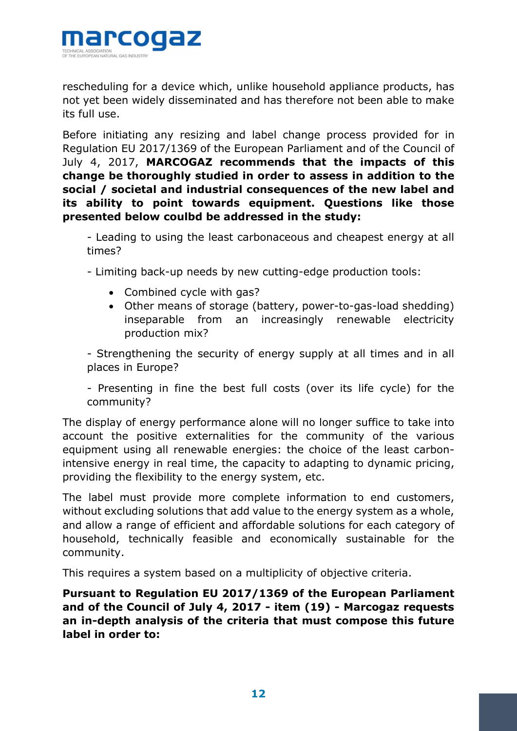rescheduling for a device which, unlike household appliance products, has not yet been widely disseminated and has therefore not been able to make its full use.

Before initiating any resizing and label change process provided for in Regulation EU 2017/1369 of the European Parliament and of the Council of July 4, 2017, **MARCOGAZ recommends that the impacts of this change be thoroughly studied in order to assess in addition to the social / societal and industrial consequences of the new label and its ability to point towards equipment. Questions like those presented below coulbd be addressed in the study:**

- Leading to using the least carbonaceous and cheapest energy at all times?

- Limiting back-up needs by new cutting-edge production tools:
  - Combined cycle with gas?
  - Other means of storage (battery, power-to-gas-load shedding) inseparable from an increasingly renewable electricity production mix?

- Strengthening the security of energy supply at all times and in all places in Europe?

- Presenting in fine the best full costs (over its life cycle) for the community?

The display of energy performance alone will no longer suffice to take into account the positive externalities for the community of the various equipment using all renewable energies: the choice of the least carbon-intensive energy in real time, the capacity to adapting to dynamic pricing, providing the flexibility to the energy system, etc.

The label must provide more complete information to end customers, without excluding solutions that add value to the energy system as a whole, and allow a range of efficient and affordable solutions for each category of household, technically feasible and economically sustainable for the community.

This requires a system based on a multiplicity of objective criteria.

**Pursuant to Regulation EU 2017/1369 of the European Parliament and of the Council of July 4, 2017 - item (19) - Marcogaz requests an in-depth analysis of the criteria that must compose this future label in order to:**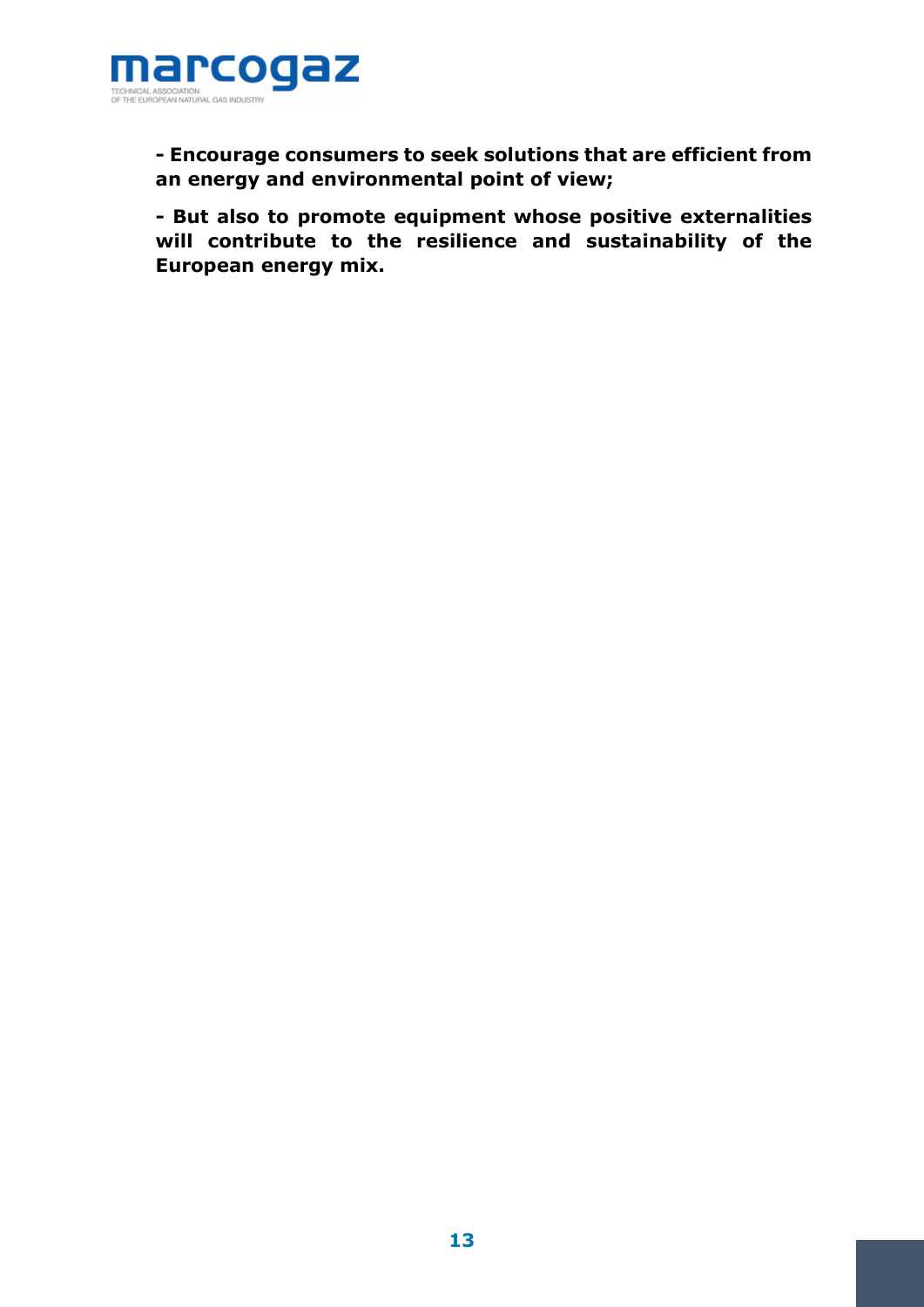**- Encourage consumers to seek solutions that are efficient from an energy and environmental point of view;**

**- But also to promote equipment whose positive externalities will contribute to the resilience and sustainability of the European energy mix.**